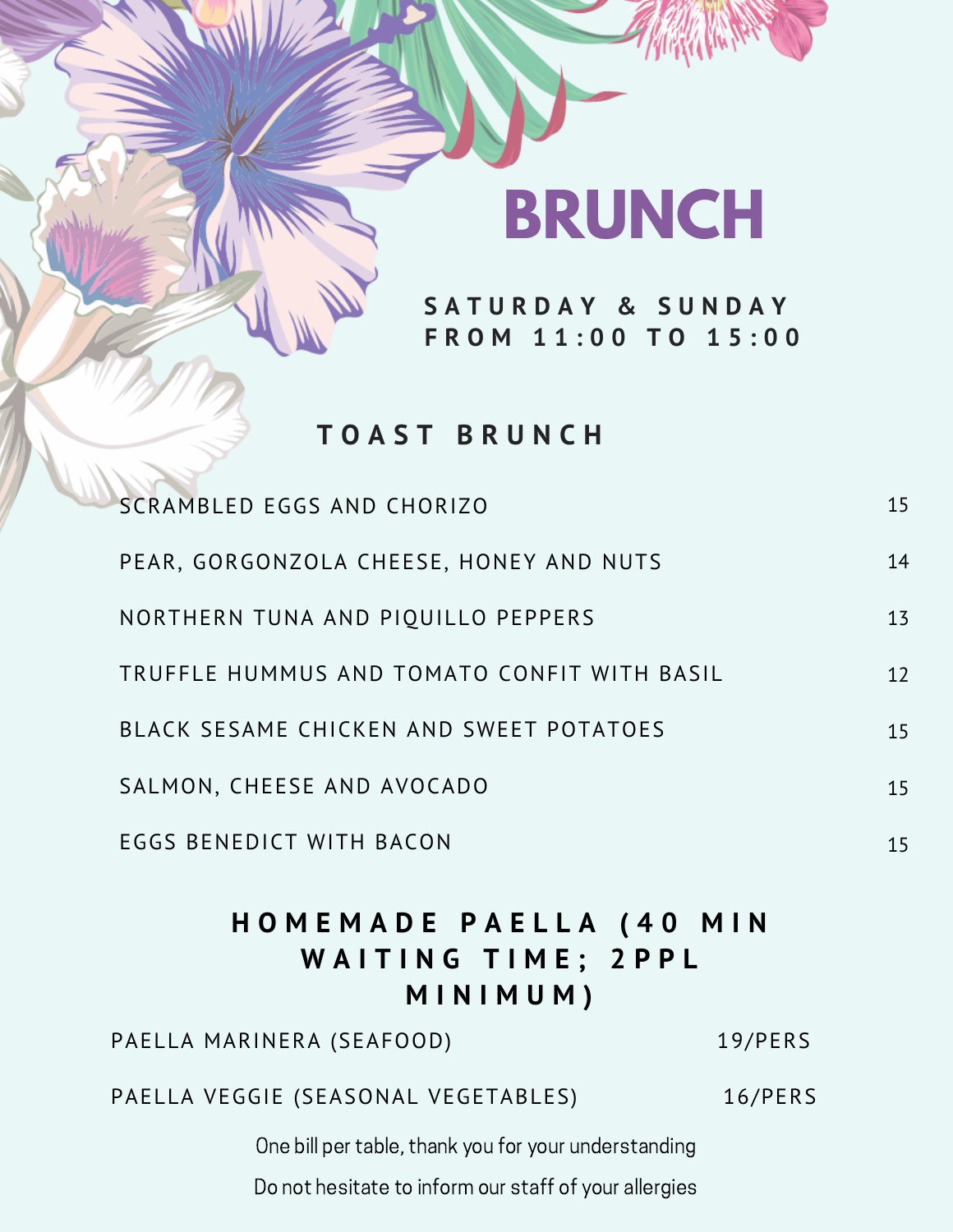# BRUNCH

**SATURDAY & SUNDAY**
**FROM 11:00 TO 15:00**

## TOAST BRUNCH

| | |
|---|---|
| SCRAMBLED EGGS AND CHORIZO | 15 |
| PEAR, GORGONZOLA CHEESE, HONEY AND NUTS | 14 |
| NORTHERN TUNA AND PIQUILLO PEPPERS | 13 |
| TRUFFLE HUMMUS AND TOMATO CONFIT WITH BASIL | 12 |
| BLACK SESAME CHICKEN AND SWEET POTATOES | 15 |
| SALMON, CHEESE AND AVOCADO | 15 |
| EGGS BENEDICT WITH BACON | 15 |

## HOMEMADE PAELLA (40 MIN WAITING TIME; 2PPL MINIMUM)

| | |
|---|---|
| PAELLA MARINERA (SEAFOOD) | 19/PERS |
| PAELLA VEGGIE (SEASONAL VEGETABLES) | 16/PERS |

One bill per table, thank you for your understanding

Do not hesitate to inform our staff of your allergies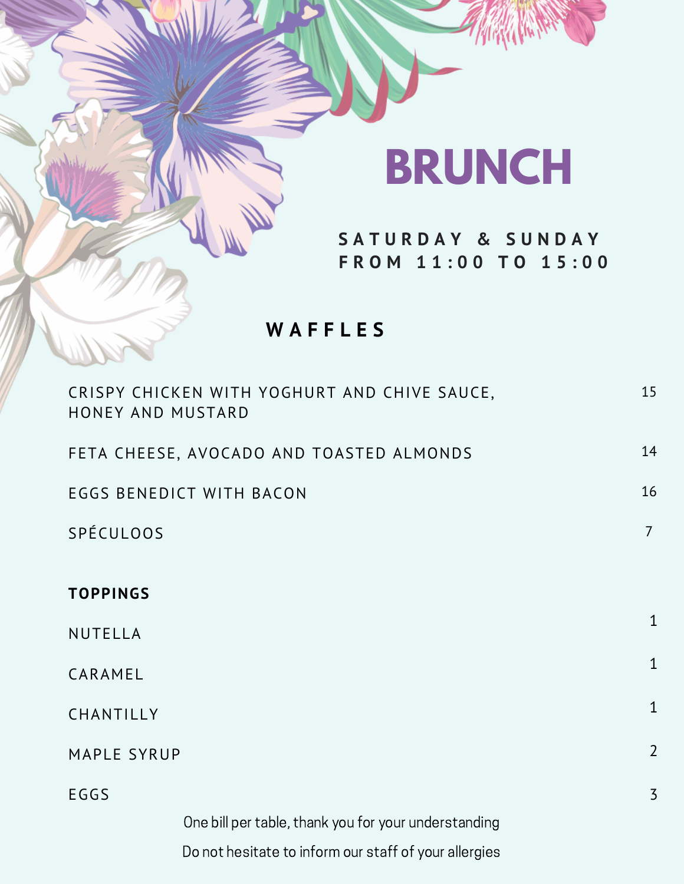# BRUNCH

**SATURDAY & SUNDAY FROM 11:00 TO 15:00**

## WAFFLES

| | |
|---|---|
| CRISPY CHICKEN WITH YOGHURT AND CHIVE SAUCE, HONEY AND MUSTARD | 15 |
| FETA CHEESE, AVOCADO AND TOASTED ALMONDS | 14 |
| EGGS BENEDICT WITH BACON | 16 |
| SPÉCULOOS | 7 |

### TOPPINGS

| | |
|---|---|
| NUTELLA | 1 |
| CARAMEL | 1 |
| CHANTILLY | 1 |
| MAPLE SYRUP | 2 |
| EGGS | 3 |

One bill per table, thank you for your understanding

Do not hesitate to inform our staff of your allergies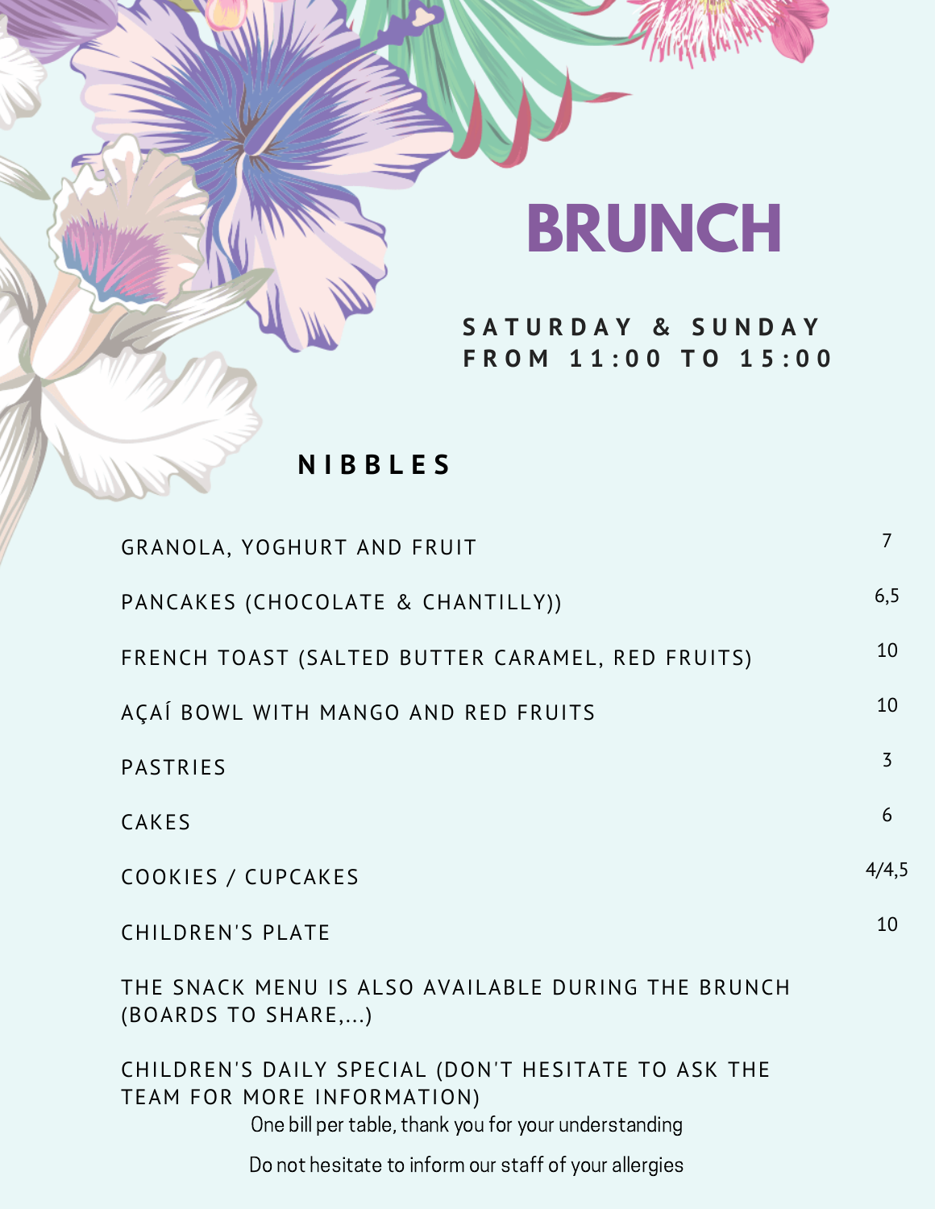# BRUNCH

**SATURDAY & SUNDAY**
**FROM 11:00 TO 15:00**

## NIBBLES

| | |
|---|---|
| GRANOLA, YOGHURT AND FRUIT | 7 |
| PANCAKES (CHOCOLATE & CHANTILLY)) | 6,5 |
| FRENCH TOAST (SALTED BUTTER CARAMEL, RED FRUITS) | 10 |
| AÇAÍ BOWL WITH MANGO AND RED FRUITS | 10 |
| PASTRIES | 3 |
| CAKES | 6 |
| COOKIES / CUPCAKES | 4/4,5 |
| CHILDREN'S PLATE | 10 |

THE SNACK MENU IS ALSO AVAILABLE DURING THE BRUNCH (BOARDS TO SHARE,...)

CHILDREN'S DAILY SPECIAL (DON'T HESITATE TO ASK THE TEAM FOR MORE INFORMATION)

One bill per table, thank you for your understanding

Do not hesitate to inform our staff of your allergies